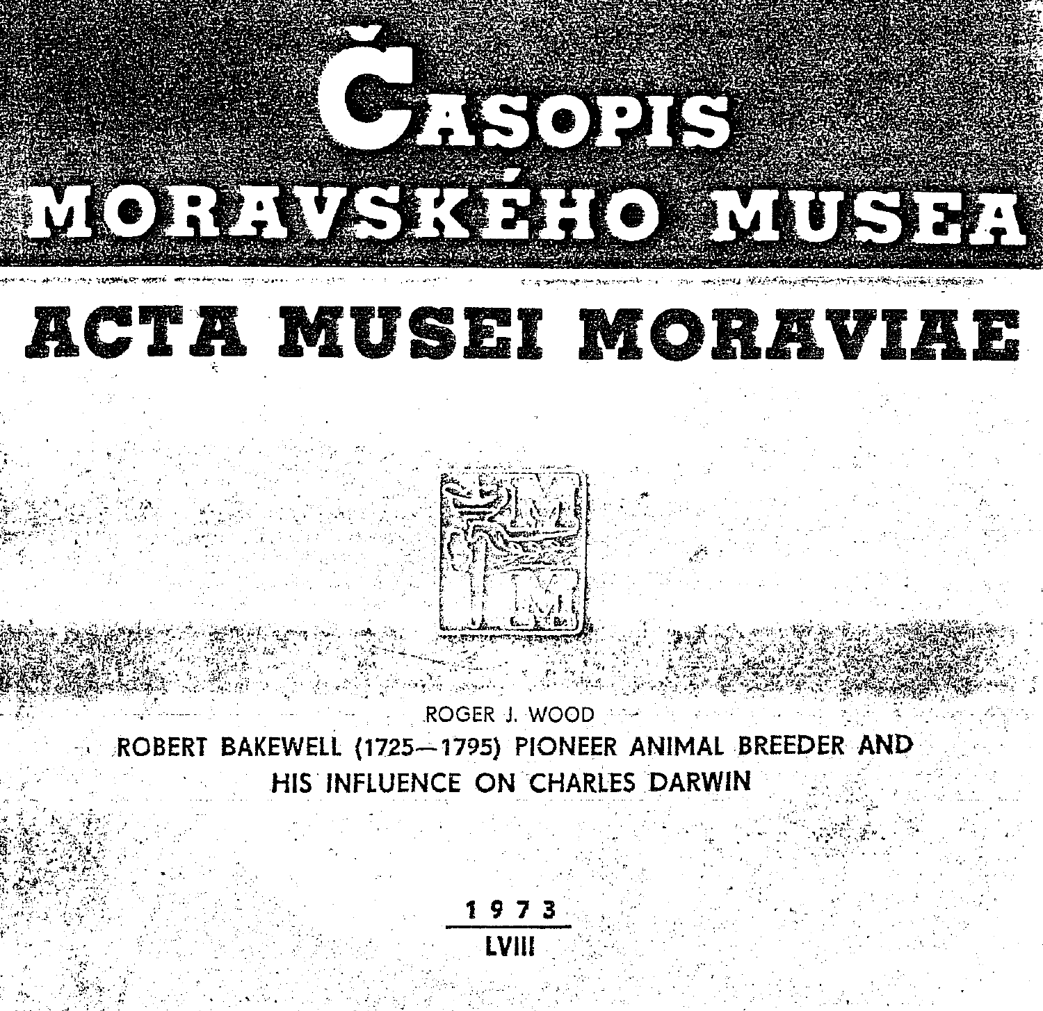# ČASOPIS MORAVSKÉHO MUSEA

# ACTA MUSEI MORAVIAE

ROGER J. WOOD

## ROBERT BAKEWELL (1725—1795) PIONEER ANIMAL BREEDER AND HIS INFLUENCE ON CHARLES DARWIN

1973

LVIII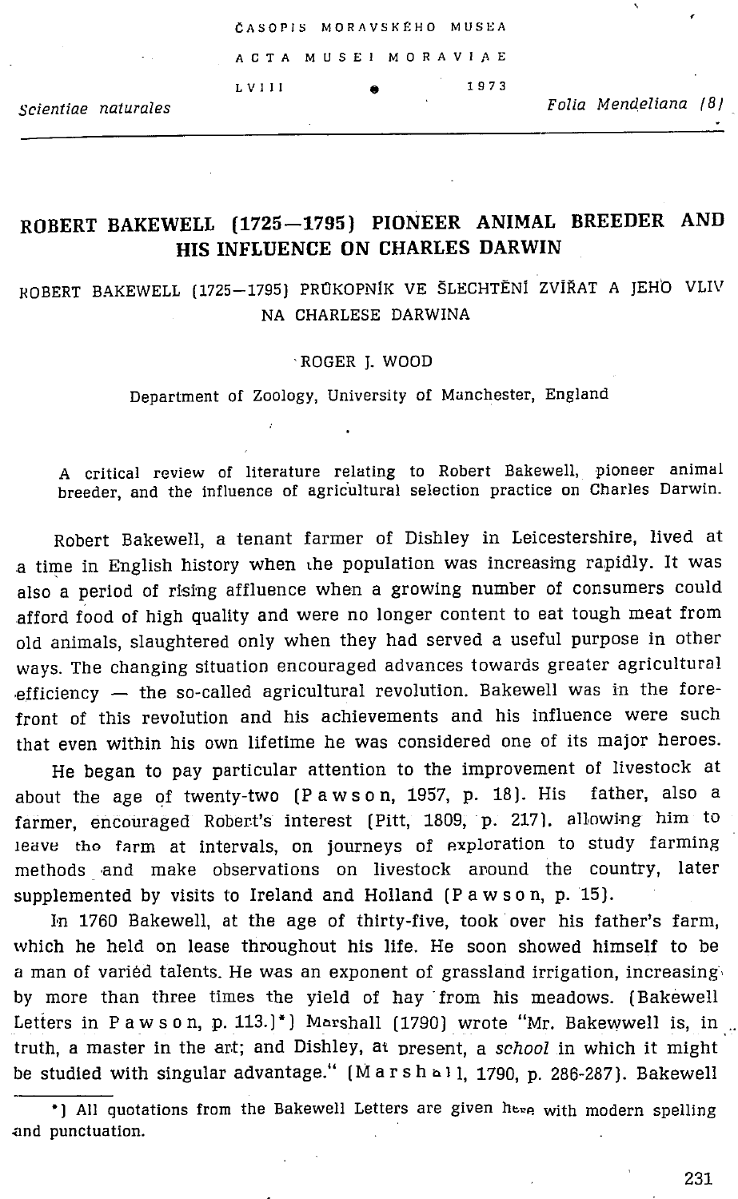# ROBERT BAKEWELL (1725—1795) PIONEER ANIMAL BREEDER AND HIS INFLUENCE ON CHARLES DARWIN

ROBERT BAKEWELL (1725—1795) PRŮKOPNÍK VE ŠLECHTĚNÍ ZVÍŘAT A JEHO VLIV NA CHARLESE DARWINA

ROGER J. WOOD

Department of Zoology, University of Manchester, England

A critical review of literature relating to Robert Bakewell, pioneer animal breeder, and the influence of agricultural selection practice on Charles Darwin.

Robert Bakewell, a tenant farmer of Dishley in Leicestershire, lived at a time in English history when the population was increasing rapidly. It was also a period of rising affluence when a growing number of consumers could afford food of high quality and were no longer content to eat tough meat from old animals, slaughtered only when they had served a useful purpose in other ways. The changing situation encouraged advances towards greater agricultural efficiency — the so-called agricultural revolution. Bakewell was in the forefront of this revolution and his achievements and his influence were such that even within his own lifetime he was considered one of its major heroes.

He began to pay particular attention to the improvement of livestock at about the age of twenty-two (Pawson, 1957, p. 18). His father, also a farmer, encouraged Robert's interest (Pitt, 1809, p. 217), allowing him to leave the farm at intervals, on journeys of exploration to study farming methods and make observations on livestock around the country, later supplemented by visits to Ireland and Holland (Pawson, p. 15).

In 1760 Bakewell, at the age of thirty-five, took over his father's farm, which he held on lease throughout his life. He soon showed himself to be a man of varied talents. He was an exponent of grassland irrigation, increasing by more than three times the yield of hay from his meadows. (Bakewell Letters in Pawson, p. 113.)*) Marshall (1790) wrote "Mr. Bakewwell is, in truth, a master in the art; and Dishley, at present, a *school* in which it might be studied with singular advantage." (Marshall, 1790, p. 286-287). Bakewell

*) All quotations from the Bakewell Letters are given here with modern spelling and punctuation.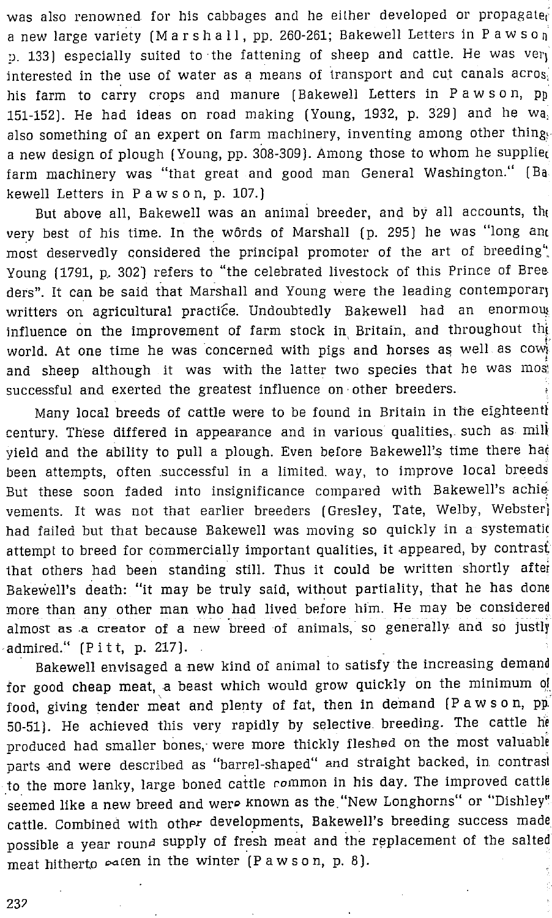was also renowned for his cabbages and he either developed or propagated a new large variety (Marshall, pp. 260-261; Bakewell Letters in Pawson p. 133) especially suited to the fattening of sheep and cattle. He was very interested in the use of water as a means of transport and cut canals across his farm to carry crops and manure (Bakewell Letters in Pawson, pp 151-152). He had ideas on road making (Young, 1932, p. 329) and he was also something of an expert on farm machinery, inventing among other things a new design of plough (Young, pp. 308-309). Among those to whom he supplied farm machinery was "that great and good man General Washington." (Bakewell Letters in Pawson, p. 107.)

But above all, Bakewell was an animal breeder, and by all accounts, the very best of his time. In the words of Marshall (p. 295) he was "long and most deservedly considered the principal promoter of the art of breeding". Young (1791, p. 302) refers to "the celebrated livestock of this Prince of Breeders". It can be said that Marshall and Young were the leading contemporary writers on agricultural practice. Undoubtedly Bakewell had an enormous influence on the improvement of farm stock in Britain, and throughout the world. At one time he was concerned with pigs and horses as well as cows and sheep although it was with the latter two species that he was most successful and exerted the greatest influence on other breeders.

Many local breeds of cattle were to be found in Britain in the eighteenth century. These differed in appearance and in various qualities, such as milk yield and the ability to pull a plough. Even before Bakewell's time there had been attempts, often successful in a limited way, to improve local breeds But these soon faded into insignificance compared with Bakewell's achievements. It was not that earlier breeders (Gresley, Tate, Welby, Webster) had failed but that because Bakewell was moving so quickly in a systematic attempt to breed for commercially important qualities, it appeared, by contrast that others had been standing still. Thus it could be written shortly after Bakewell's death: "it may be truly said, without partiality, that he has done more than any other man who had lived before him. He may be considered almost as a creator of a new breed of animals, so generally and so justly admired." (Pitt, p. 217).

Bakewell envisaged a new kind of animal to satisfy the increasing demand for good cheap meat, a beast which would grow quickly on the minimum of food, giving tender meat and plenty of fat, then in demand (Pawson, pp. 50-51). He achieved this very rapidly by selective breeding. The cattle he produced had smaller bones, were more thickly fleshed on the most valuable parts and were described as "barrel-shaped" and straight backed, in contrast to the more lanky, large boned cattle common in his day. The improved cattle seemed like a new breed and were known as the "New Longhorns" or "Dishley" cattle. Combined with other developments, Bakewell's breeding success made possible a year round supply of fresh meat and the replacement of the salted meat hitherto eaten in the winter (Pawson, p. 8).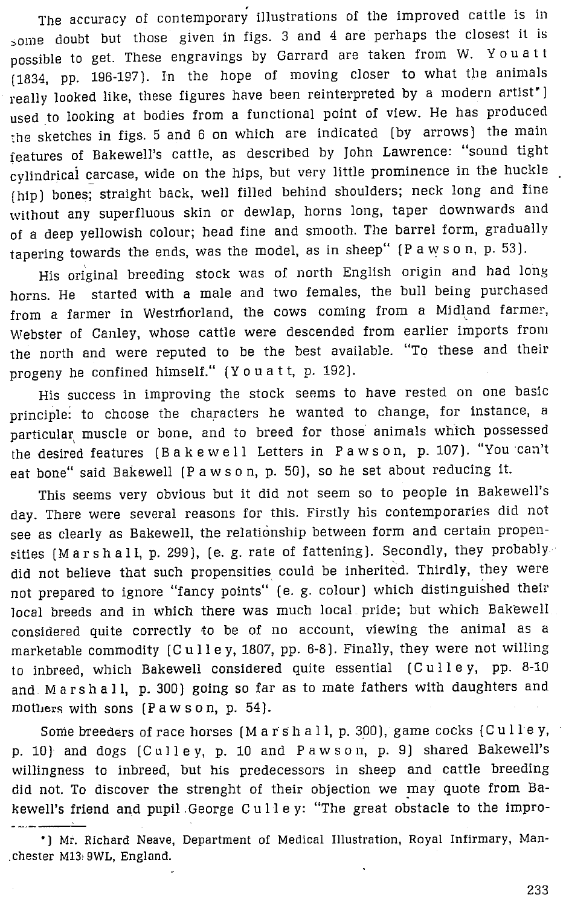The accuracy of contemporary illustrations of the improved cattle is in some doubt but those given in figs. 3 and 4 are perhaps the closest it is possible to get. These engravings by Garrard are taken from W. Youatt (1834, pp. 196-197). In the hope of moving closer to what the animals really looked like, these figures have been reinterpreted by a modern artist*) used to looking at bodies from a functional point of view. He has produced the sketches in figs. 5 and 6 on which are indicated (by arrows) the main features of Bakewell's cattle, as described by John Lawrence: "sound tight cylindrical carcase, wide on the hips, but very little prominence in the huckle (hip) bones; straight back, well filled behind shoulders; neck long and fine without any superfluous skin or dewlap, horns long, taper downwards and of a deep yellowish colour; head fine and smooth. The barrel form, gradually tapering towards the ends, was the model, as in sheep" (Pawson, p. 53).

His original breeding stock was of north English origin and had long horns. He started with a male and two females, the bull being purchased from a farmer in Westmorland, the cows coming from a Midland farmer, Webster of Canley, whose cattle were descended from earlier imports from the north and were reputed to be the best available. "To these and their progeny he confined himself." (Youatt, p. 192).

His success in improving the stock seems to have rested on one basic principle: to choose the characters he wanted to change, for instance, a particular muscle or bone, and to breed for those animals which possessed the desired features (Bakewell Letters in Pawson, p. 107). "You can't eat bone" said Bakewell (Pawson, p. 50), so he set about reducing it.

This seems very obvious but it did not seem so to people in Bakewell's day. There were several reasons for this. Firstly his contemporaries did not see as clearly as Bakewell, the relationship between form and certain propensities (Marshall, p. 299), (e. g. rate of fattening). Secondly, they probably did not believe that such propensities could be inherited. Thirdly, they were not prepared to ignore "fancy points" (e. g. colour) which distinguished their local breeds and in which there was much local pride; but which Bakewell considered quite correctly to be of no account, viewing the animal as a marketable commodity (Culley, 1807, pp. 6-8). Finally, they were not willing to inbreed, which Bakewell considered quite essential (Culley, pp. 8-10 and Marshall, p. 300) going so far as to mate fathers with daughters and mothers with sons (Pawson, p. 54).

Some breeders of race horses (Marshall, p. 300), game cocks (Culley, p. 10) and dogs (Culley, p. 10 and Pawson, p. 9) shared Bakewell's willingness to inbreed, but his predecessors in sheep and cattle breeding did not. To discover the strenght of their objection we may quote from Bakewell's friend and pupil George Culley: "The great obstacle to the impro-

*) Mr. Richard Neave, Department of Medical Illustration, Royal Infirmary, Manchester M13 9WL, England.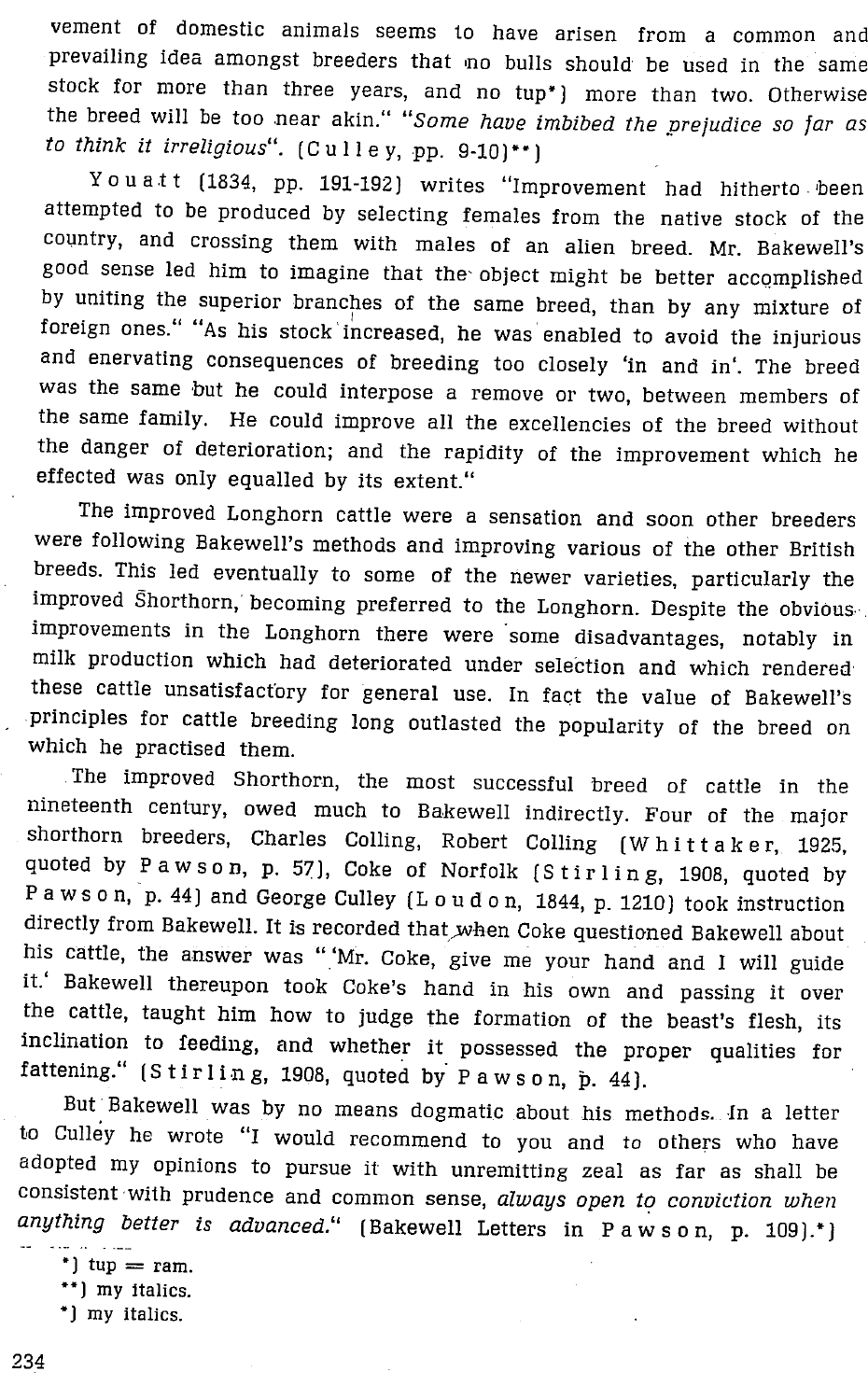vement of domestic animals seems to have arisen from a common and prevailing idea amongst breeders that no bulls should be used in the same stock for more than three years, and no tup*) more than two. Otherwise the breed will be too near akin." "*Some have imbibed the prejudice so far as to think it irreligious*". (Culley, pp. 9-10)**)

Youatt (1834, pp. 191-192) writes "Improvement had hitherto been attempted to be produced by selecting females from the native stock of the country, and crossing them with males of an alien breed. Mr. Bakewell's good sense led him to imagine that the object might be better accomplished by uniting the superior branches of the same breed, than by any mixture of foreign ones." "As his stock increased, he was enabled to avoid the injurious and enervating consequences of breeding too closely 'in and in'. The breed was the same but he could interpose a remove or two, between members of the same family. He could improve all the excellencies of the breed without the danger of deterioration; and the rapidity of the improvement which he effected was only equalled by its extent."

The improved Longhorn cattle were a sensation and soon other breeders were following Bakewell's methods and improving various of the other British breeds. This led eventually to some of the newer varieties, particularly the improved Shorthorn, becoming preferred to the Longhorn. Despite the obvious improvements in the Longhorn there were some disadvantages, notably in milk production which had deteriorated under selection and which rendered these cattle unsatisfactory for general use. In fact the value of Bakewell's principles for cattle breeding long outlasted the popularity of the breed on which he practised them.

The improved Shorthorn, the most successful breed of cattle in the nineteenth century, owed much to Bakewell indirectly. Four of the major shorthorn breeders, Charles Colling, Robert Colling (Whittaker, 1925, quoted by Pawson, p. 57), Coke of Norfolk (Stirling, 1908, quoted by Pawson, p. 44) and George Culley (Loudon, 1844, p. 1210) took instruction directly from Bakewell. It is recorded that when Coke questioned Bakewell about his cattle, the answer was "'Mr. Coke, give me your hand and I will guide it.' Bakewell thereupon took Coke's hand in his own and passing it over the cattle, taught him how to judge the formation of the beast's flesh, its inclination to feeding, and whether it possessed the proper qualities for fattening." (Stirling, 1908, quoted by Pawson, p. 44).

But Bakewell was by no means dogmatic about his methods. In a letter to Culley he wrote "I would recommend to you and to others who have adopted my opinions to pursue it with unremitting zeal as far as shall be consistent with prudence and common sense, *always open to conviction when anything better is advanced.*" (Bakewell Letters in Pawson, p. 109).*)

*) tup = ram.

**) my italics.

*) my italics.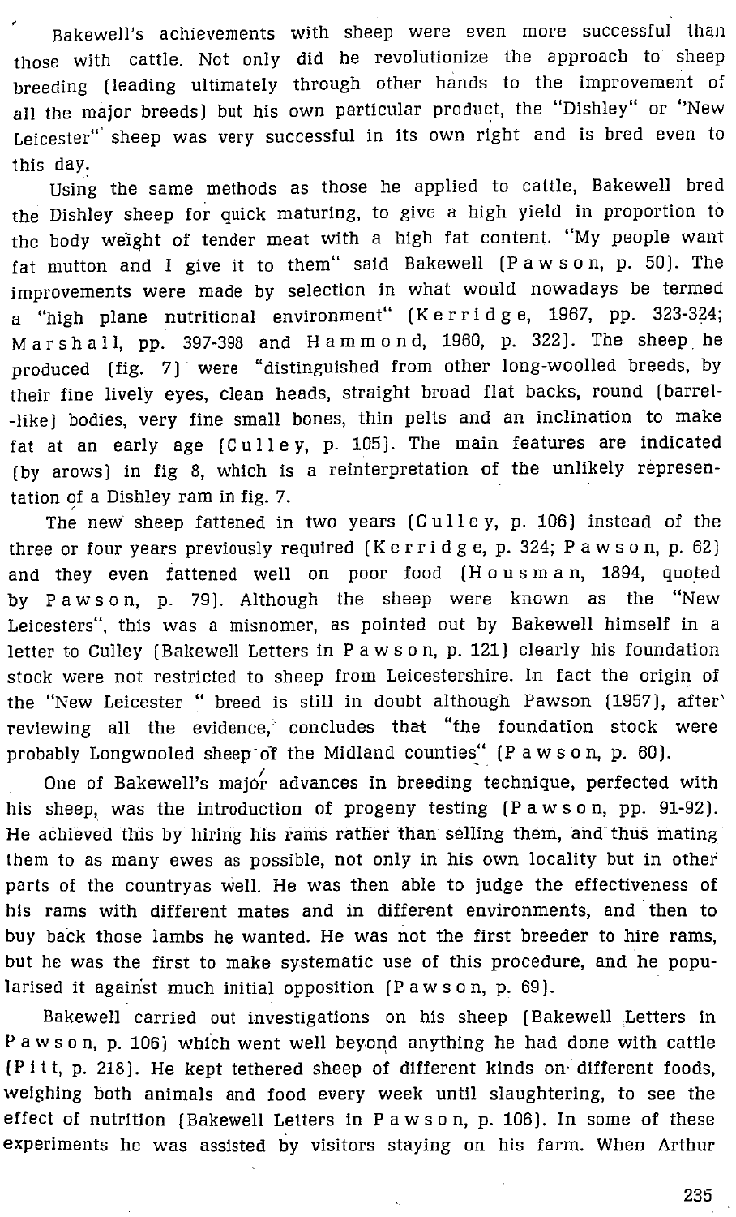Bakewell's achievements with sheep were even more successful than those with cattle. Not only did he revolutionize the approach to sheep breeding (leading ultimately through other hands to the improvement of all the major breeds) but his own particular product, the "Dishley" or "New Leicester" sheep was very successful in its own right and is bred even to this day.

Using the same methods as those he applied to cattle, Bakewell bred the Dishley sheep for quick maturing, to give a high yield in proportion to the body weight of tender meat with a high fat content. "My people want fat mutton and I give it to them" said Bakewell (Pawson, p. 50). The improvements were made by selection in what would nowadays be termed a "high plane nutritional environment" (Kerridge, 1967, pp. 323-324; Marshall, pp. 397-398 and Hammond, 1960, p. 322). The sheep he produced (fig. 7) were "distinguished from other long-woolled breeds, by their fine lively eyes, clean heads, straight broad flat backs, round (barrel--like) bodies, very fine small bones, thin pelts and an inclination to make fat at an early age (Culley, p. 105). The main features are indicated (by arows) in fig 8, which is a reinterpretation of the unlikely representation of a Dishley ram in fig. 7.

The new sheep fattened in two years (Culley, p. 106) instead of the three or four years previously required (Kerridge, p. 324; Pawson, p. 62) and they even fattened well on poor food (Housman, 1894, quoted by Pawson, p. 79). Although the sheep were known as the "New Leicesters", this was a misnomer, as pointed out by Bakewell himself in a letter to Culley (Bakewell Letters in Pawson, p. 121) clearly his foundation stock were not restricted to sheep from Leicestershire. In fact the origin of the "New Leicester " breed is still in doubt although Pawson (1957), after reviewing all the evidence, concludes that "the foundation stock were probably Longwooled sheep of the Midland counties" (Pawson, p. 60).

One of Bakewell's major advances in breeding technique, perfected with his sheep, was the introduction of progeny testing (Pawson, pp. 91-92). He achieved this by hiring his rams rather than selling them, and thus mating them to as many ewes as possible, not only in his own locality but in other parts of the countryas well. He was then able to judge the effectiveness of his rams with different mates and in different environments, and then to buy back those lambs he wanted. He was not the first breeder to hire rams, but he was the first to make systematic use of this procedure, and he popularised it against much initial opposition (Pawson, p. 69).

Bakewell carried out investigations on his sheep (Bakewell Letters in Pawson, p. 106) which went well beyond anything he had done with cattle (Pitt, p. 218). He kept tethered sheep of different kinds on different foods, weighing both animals and food every week until slaughtering, to see the effect of nutrition (Bakewell Letters in Pawson, p. 106). In some of these experiments he was assisted by visitors staying on his farm. When Arthur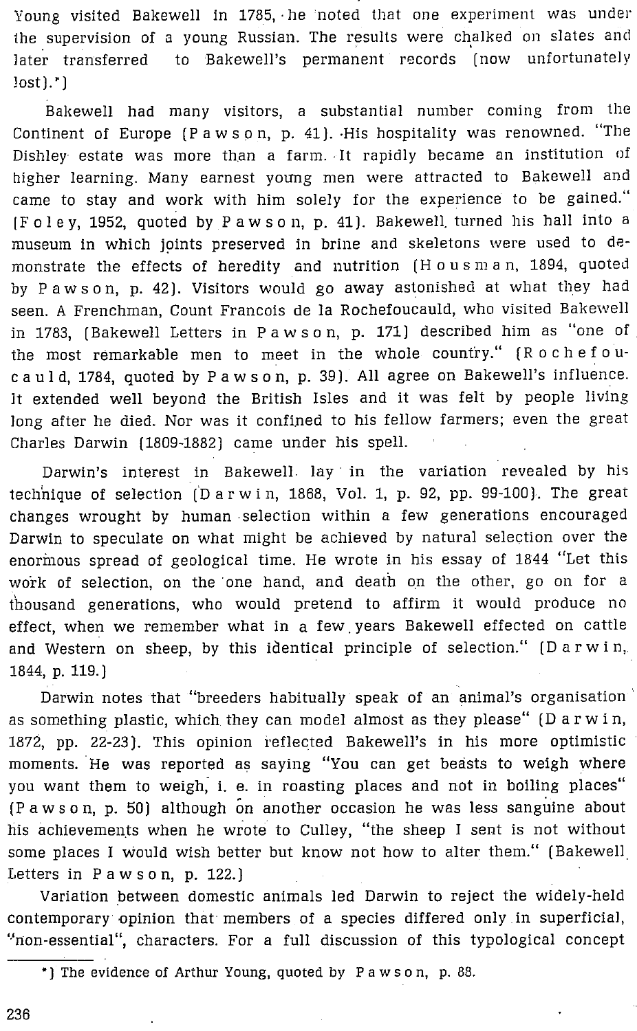Young visited Bakewell in 1785, he noted that one experiment was under the supervision of a young Russian. The results were chalked on slates and later transferred to Bakewell's permanent records (now unfortunately lost).*)

Bakewell had many visitors, a substantial number coming from the Continent of Europe (Pawson, p. 41). His hospitality was renowned. "The Dishley estate was more than a farm. It rapidly became an institution of higher learning. Many earnest young men were attracted to Bakewell and came to stay and work with him solely for the experience to be gained." (Foley, 1952, quoted by Pawson, p. 41). Bakewell turned his hall into a museum in which joints preserved in brine and skeletons were used to demonstrate the effects of heredity and nutrition (Housman, 1894, quoted by Pawson, p. 42). Visitors would go away astonished at what they had seen. A Frenchman, Count Francois de la Rochefoucauld, who visited Bakewell in 1783, (Bakewell Letters in Pawson, p. 171) described him as "one of the most remarkable men to meet in the whole country." (Rochefoucauld, 1784, quoted by Pawson, p. 39). All agree on Bakewell's influence. It extended well beyond the British Isles and it was felt by people living long after he died. Nor was it confined to his fellow farmers; even the great Charles Darwin (1809-1882) came under his spell.

Darwin's interest in Bakewell lay in the variation revealed by his technique of selection (Darwin, 1868, Vol. 1, p. 92, pp. 99-100). The great changes wrought by human selection within a few generations encouraged Darwin to speculate on what might be achieved by natural selection over the enormous spread of geological time. He wrote in his essay of 1844 "Let this work of selection, on the one hand, and death on the other, go on for a thousand generations, who would pretend to affirm it would produce no effect, when we remember what in a few years Bakewell effected on cattle and Western on sheep, by this identical principle of selection." (Darwin, 1844, p. 119.)

Darwin notes that "breeders habitually speak of an animal's organisation as something plastic, which they can model almost as they please" (Darwin, 1872, pp. 22-23). This opinion reflected Bakewell's in his more optimistic moments. He was reported as saying "You can get beasts to weigh where you want them to weigh, i. e. in roasting places and not in boiling places" (Pawson, p. 50) although on another occasion he was less sanguine about his achievements when he wrote to Culley, "the sheep I sent is not without some places I would wish better but know not how to alter them." (Bakewell Letters in Pawson, p. 122.)

Variation between domestic animals led Darwin to reject the widely-held contemporary opinion that members of a species differed only in superficial, "non-essential", characters. For a full discussion of this typological concept

---

*) The evidence of Arthur Young, quoted by Pawson, p. 88.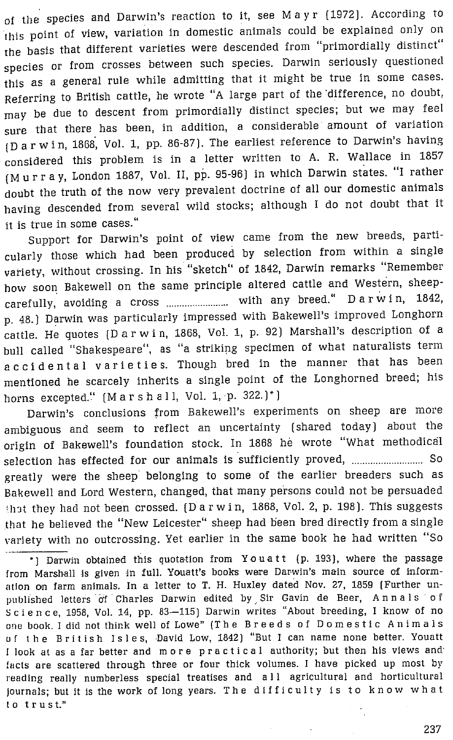of the species and Darwin's reaction to it, see Mayr (1972). According to this point of view, variation in domestic animals could be explained only on the basis that different varieties were descended from "primordially distinct" species or from crosses between such species. Darwin seriously questioned this as a general rule while admitting that it might be true in some cases. Referring to British cattle, he wrote "A large part of the difference, no doubt, may be due to descent from primordially distinct species; but we may feel sure that there has been, in addition, a considerable amount of variation (Darwin, 1868, Vol. 1, pp. 86-87). The earliest reference to Darwin's having considered this problem is in a letter written to A. R. Wallace in 1857 (Murray, London 1887, Vol. II, pp. 95-96) in which Darwin states. "I rather doubt the truth of the now very prevalent doctrine of all our domestic animals having descended from several wild stocks; although I do not doubt that it it is true in some cases."

Support for Darwin's point of view came from the new breeds, particularly those which had been produced by selection from within a single variety, without crossing. In his "sketch" of 1842, Darwin remarks "Remember how soon Bakewell on the same principle altered cattle and Western, sheep-carefully, avoiding a cross ...................... with any breed." Darwin, 1842, p. 48.) Darwin was particularly impressed with Bakewell's improved Longhorn cattle. He quotes (Darwin, 1868, Vol. 1, p. 92) Marshall's description of a bull called "Shakespeare", as "a striking specimen of what naturalists term *accidental varieties*. Though bred in the manner that has been mentioned he scarcely inherits a single point of the Longhorned breed; his horns excepted." (Marshall, Vol. 1, p. 322.)*)

Darwin's conclusions from Bakewell's experiments on sheep are more ambiguous and seem to reflect an uncertainty (shared today) about the origin of Bakewell's foundation stock. In 1868 he wrote "What methodical selection has effected for our animals is sufficiently proved, .......................... So greatly were the sheep belonging to some of the earlier breeders such as Bakewell and Lord Western, changed, that many persons could not be persuaded that they had not been crossed. (Darwin, 1868, Vol. 2, p. 198). This suggests that he believed the "New Leicester" sheep had been bred directly from a single variety with no outcrossing. Yet earlier in the same book he had written "So

---

*) Darwin obtained this quotation from Youatt (p. 193), where the passage from Marshall is given in full. Youatt's books were Darwin's main source of information on farm animals. In a letter to T. H. Huxley dated Nov. 27, 1859 (Further unpublished letters of Charles Darwin edited by Sir Gavin de Beer, *Annals of Science*, 1958, Vol. 14, pp. 83—115) Darwin writes "About breeding, I know of no one book. I did not think well of Lowe" (*The Breeds of Domestic Animals of the British Isles*, David Low, 1842) "But I can name none better. Youatt I look at as a far better and more *practical* authority; but then his views and facts are scattered through three or four thick volumes. I have picked up most by reading really numberless special treatises and *all* agricultural and horticultural journals; but it is the work of long years. *The difficulty is to know what to trust.*"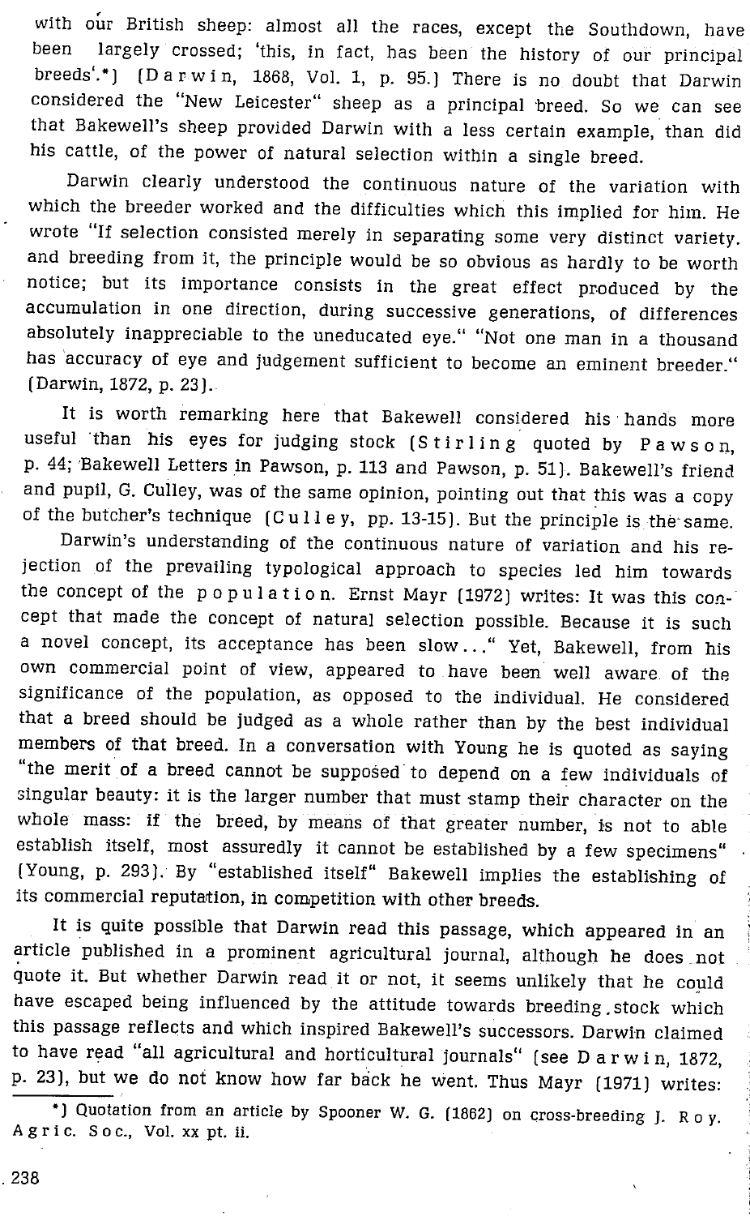with our British sheep: almost all the races, except the Southdown, have been largely crossed; 'this, in fact, has been the history of our principal breeds'.*) (Darwin, 1868, Vol. 1, p. 95.) There is no doubt that Darwin considered the "New Leicester" sheep as a principal breed. So we can see that Bakewell's sheep provided Darwin with a less certain example, than did his cattle, of the power of natural selection within a single breed.

Darwin clearly understood the continuous nature of the variation with which the breeder worked and the difficulties which this implied for him. He wrote "If selection consisted merely in separating some very distinct variety, and breeding from it, the principle would be so obvious as hardly to be worth notice; but its importance consists in the great effect produced by the accumulation in one direction, during successive generations, of differences absolutely inappreciable to the uneducated eye." "Not one man in a thousand has accuracy of eye and judgement sufficient to become an eminent breeder." (Darwin, 1872, p. 23).

It is worth remarking here that Bakewell considered his hands more useful than his eyes for judging stock (Stirling quoted by Pawson, p. 44; Bakewell Letters in Pawson, p. 113 and Pawson, p. 51). Bakewell's friend and pupil, G. Culley, was of the same opinion, pointing out that this was a copy of the butcher's technique (Culley, pp. 13-15). But the principle is the same.

Darwin's understanding of the continuous nature of variation and his rejection of the prevailing typological approach to species led him towards the concept of the population. Ernst Mayr (1972) writes: It was this concept that made the concept of natural selection possible. Because it is such a novel concept, its acceptance has been slow..." Yet, Bakewell, from his own commercial point of view, appeared to have been well aware of the significance of the population, as opposed to the individual. He considered that a breed should be judged as a whole rather than by the best individual members of that breed. In a conversation with Young he is quoted as saying "the merit of a breed cannot be supposed to depend on a few individuals of singular beauty: it is the larger number that must stamp their character on the whole mass: if the breed, by means of that greater number, is not to able establish itself, most assuredly it cannot be established by a few specimens" (Young, p. 293). By "established itself" Bakewell implies the establishing of its commercial reputation, in competition with other breeds.

It is quite possible that Darwin read this passage, which appeared in an article published in a prominent agricultural journal, although he does not quote it. But whether Darwin read it or not, it seems unlikely that he could have escaped being influenced by the attitude towards breeding stock which this passage reflects and which inspired Bakewell's successors. Darwin claimed to have read "all agricultural and horticultural journals" (see Darwin, 1872, p. 23), but we do not know how far back he went. Thus Mayr (1971) writes:

*) Quotation from an article by Spooner W. G. (1862) on cross-breeding J. Roy. Agric. Soc., Vol. xx pt. ii.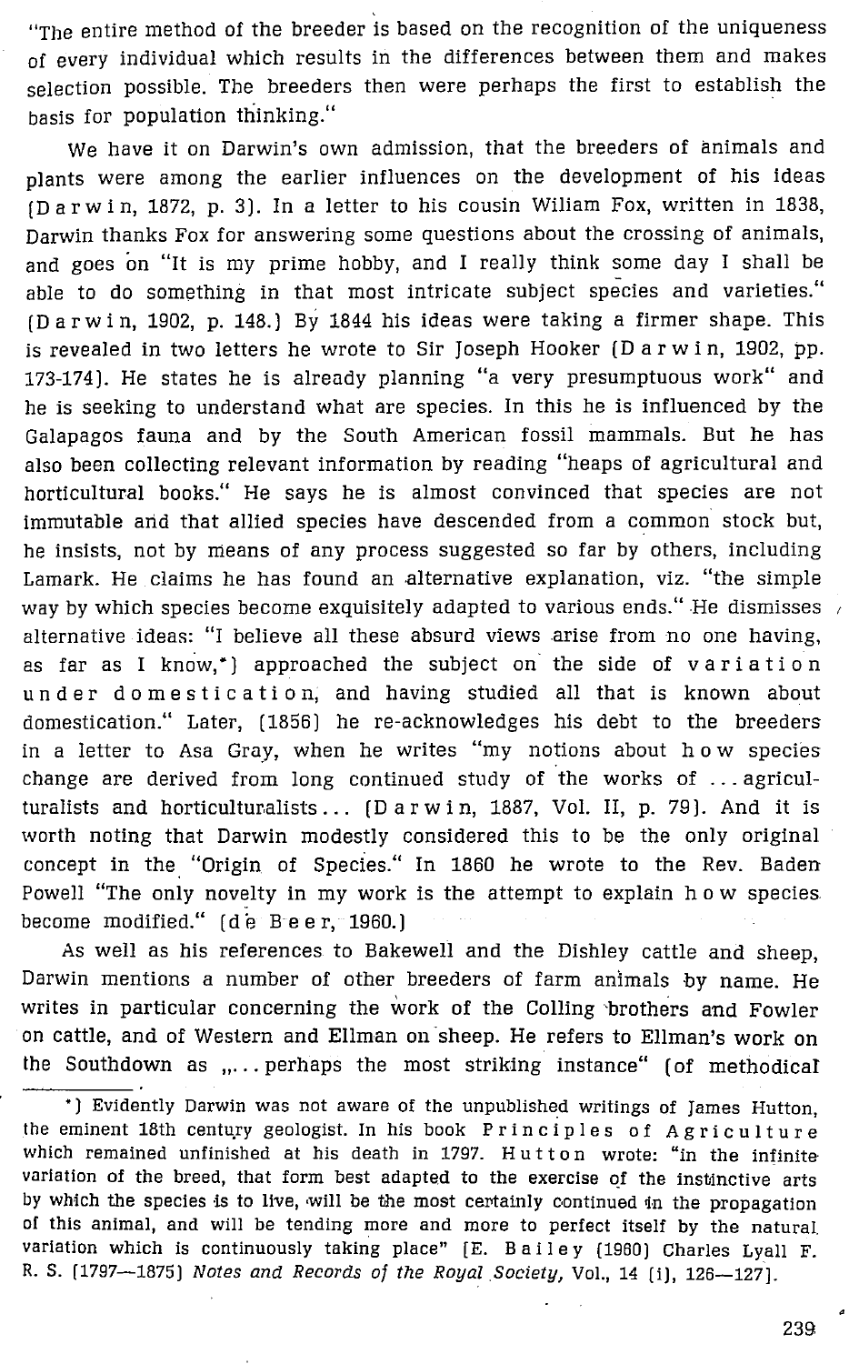"The entire method of the breeder is based on the recognition of the uniqueness of every individual which results in the differences between them and makes selection possible. The breeders then were perhaps the first to establish the basis for population thinking."

We have it on Darwin's own admission, that the breeders of animals and plants were among the earlier influences on the development of his ideas (Darwin, 1872, p. 3). In a letter to his cousin Wiliam Fox, written in 1838, Darwin thanks Fox for answering some questions about the crossing of animals, and goes on "It is my prime hobby, and I really think some day I shall be able to do something in that most intricate subject species and varieties." (Darwin, 1902, p. 148.) By 1844 his ideas were taking a firmer shape. This is revealed in two letters he wrote to Sir Joseph Hooker (Darwin, 1902, pp. 173-174). He states he is already planning "a very presumptuous work" and he is seeking to understand what are species. In this he is influenced by the Galapagos fauna and by the South American fossil mammals. But he has also been collecting relevant information by reading "heaps of agricultural and horticultural books." He says he is almost convinced that species are not immutable and that allied species have descended from a common stock but, he insists, not by means of any process suggested so far by others, including Lamark. He claims he has found an alternative explanation, viz. "the simple way by which species become exquisitely adapted to various ends." He dismisses alternative ideas: "I believe all these absurd views arise from no one having, as far as I know,*) approached the subject on the side of variation under domestication, and having studied all that is known about domestication." Later, (1856) he re-acknowledges his debt to the breeders in a letter to Asa Gray, when he writes "my notions about how species change are derived from long continued study of the works of ... agriculturalists and horticulturalists... (Darwin, 1887, Vol. II, p. 79). And it is worth noting that Darwin modestly considered this to be the only original concept in the "Origin of Species." In 1860 he wrote to the Rev. Baden Powell "The only novelty in my work is the attempt to explain how species become modified." (de Beer, 1960.)

As well as his references to Bakewell and the Dishley cattle and sheep, Darwin mentions a number of other breeders of farm animals by name. He writes in particular concerning the work of the Colling brothers and Fowler on cattle, and of Western and Ellman on sheep. He refers to Ellman's work on the Southdown as „... perhaps the most striking instance" (of methodical

*) Evidently Darwin was not aware of the unpublished writings of James Hutton, the eminent 18th century geologist. In his book Principles of Agriculture which remained unfinished at his death in 1797. Hutton wrote: "in the infinite variation of the breed, that form best adapted to the exercise of the instinctive arts by which the species is to live, will be the most certainly continued in the propagation of this animal, and will be tending more and more to perfect itself by the natural variation which is continuously taking place" (E. Bailey (1960) Charles Lyall F. R. S. (1797—1875) *Notes and Records of the Royal Society*, Vol., 14 (i), 126—127).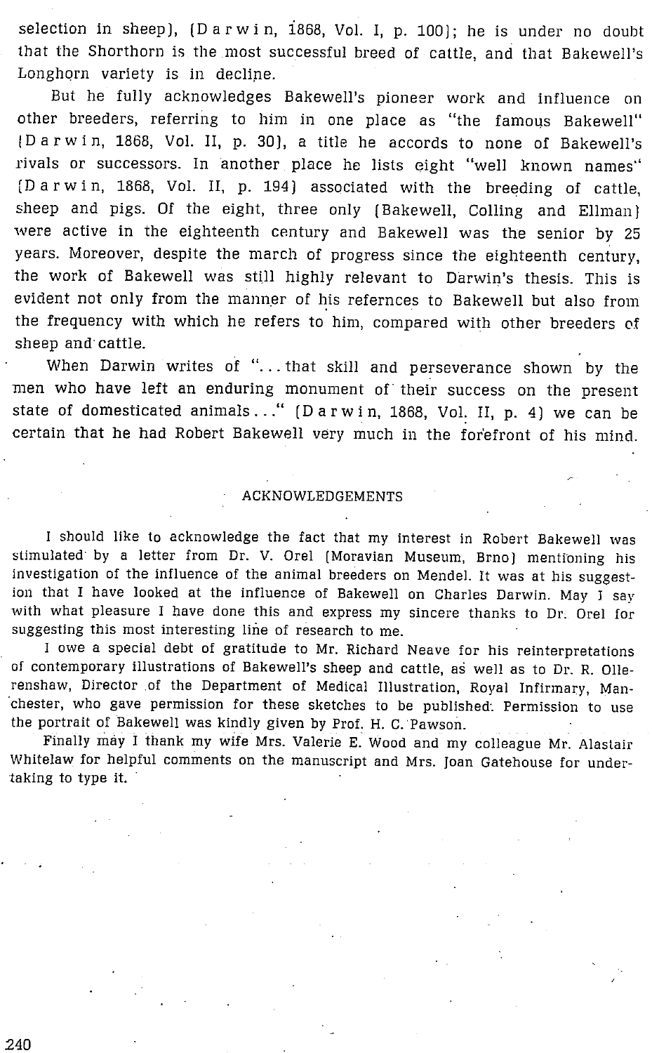selection in sheep), (Darwin, 1868, Vol. I, p. 100); he is under no doubt that the Shorthorn is the most successful breed of cattle, and that Bakewell's Longhorn variety is in decline.

But he fully acknowledges Bakewell's pioneer work and influence on other breeders, referring to him in one place as "the famous Bakewell" (Darwin, 1868, Vol. II, p. 30), a title he accords to none of Bakewell's rivals or successors. In another place he lists eight "well known names" (Darwin, 1868, Vol. II, p. 194) associated with the breeding of cattle, sheep and pigs. Of the eight, three only (Bakewell, Colling and Ellman) were active in the eighteenth century and Bakewell was the senior by 25 years. Moreover, despite the march of progress since the eighteenth century, the work of Bakewell was still highly relevant to Darwin's thesis. This is evident not only from the manner of his refernces to Bakewell but also from the frequency with which he refers to him, compared with other breeders of sheep and cattle.

When Darwin writes of "...that skill and perseverance shown by the men who have left an enduring monument of their success on the present state of domesticated animals..." (Darwin, 1868, Vol. II, p. 4) we can be certain that he had Robert Bakewell very much in the forefront of his mind.

## ACKNOWLEDGEMENTS

I should like to acknowledge the fact that my interest in Robert Bakewell was stimulated by a letter from Dr. V. Orel (Moravian Museum, Brno) mentioning his investigation of the influence of the animal breeders on Mendel. It was at his suggestion that I have looked at the influence of Bakewell on Charles Darwin. May I say with what pleasure I have done this and express my sincere thanks to Dr. Orel for suggesting this most interesting line of research to me.

I owe a special debt of gratitude to Mr. Richard Neave for his reinterpretations of contemporary illustrations of Bakewell's sheep and cattle, as well as to Dr. R. Ollerenshaw, Director of the Department of Medical Illustration, Royal Infirmary, Manchester, who gave permission for these sketches to be published. Permission to use the portrait of Bakewell was kindly given by Prof. H. C. Pawson.

Finally may I thank my wife Mrs. Valerie E. Wood and my colleague Mr. Alastair Whitelaw for helpful comments on the manuscript and Mrs. Joan Gatehouse for undertaking to type it.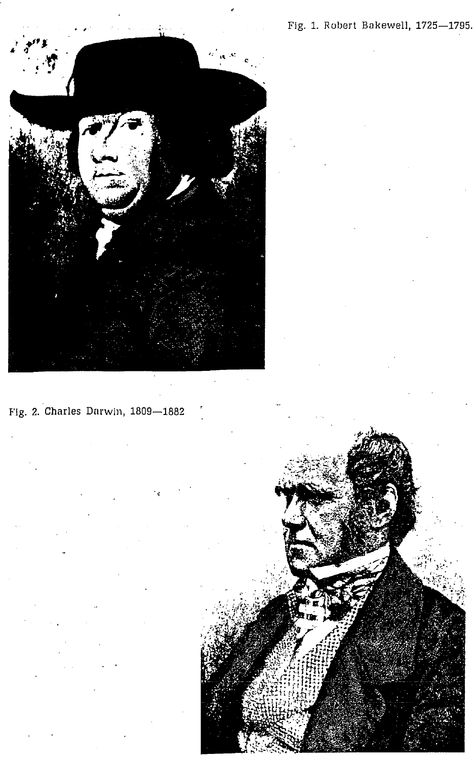Fig. 1. Robert Bakewell, 1725—1795.

Fig. 2. Charles Darwin, 1809—1882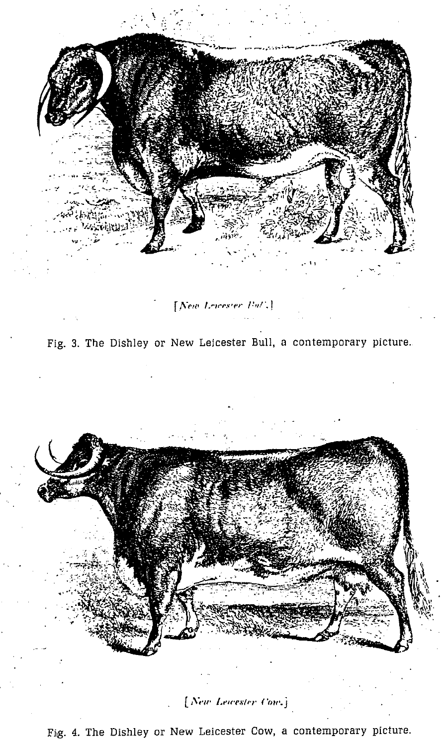[New Leicester Bull.]

Fig. 3. The Dishley or New Leicester Bull, a contemporary picture.

[New Leicester Cow.]

Fig. 4. The Dishley or New Leicester Cow, a contemporary picture.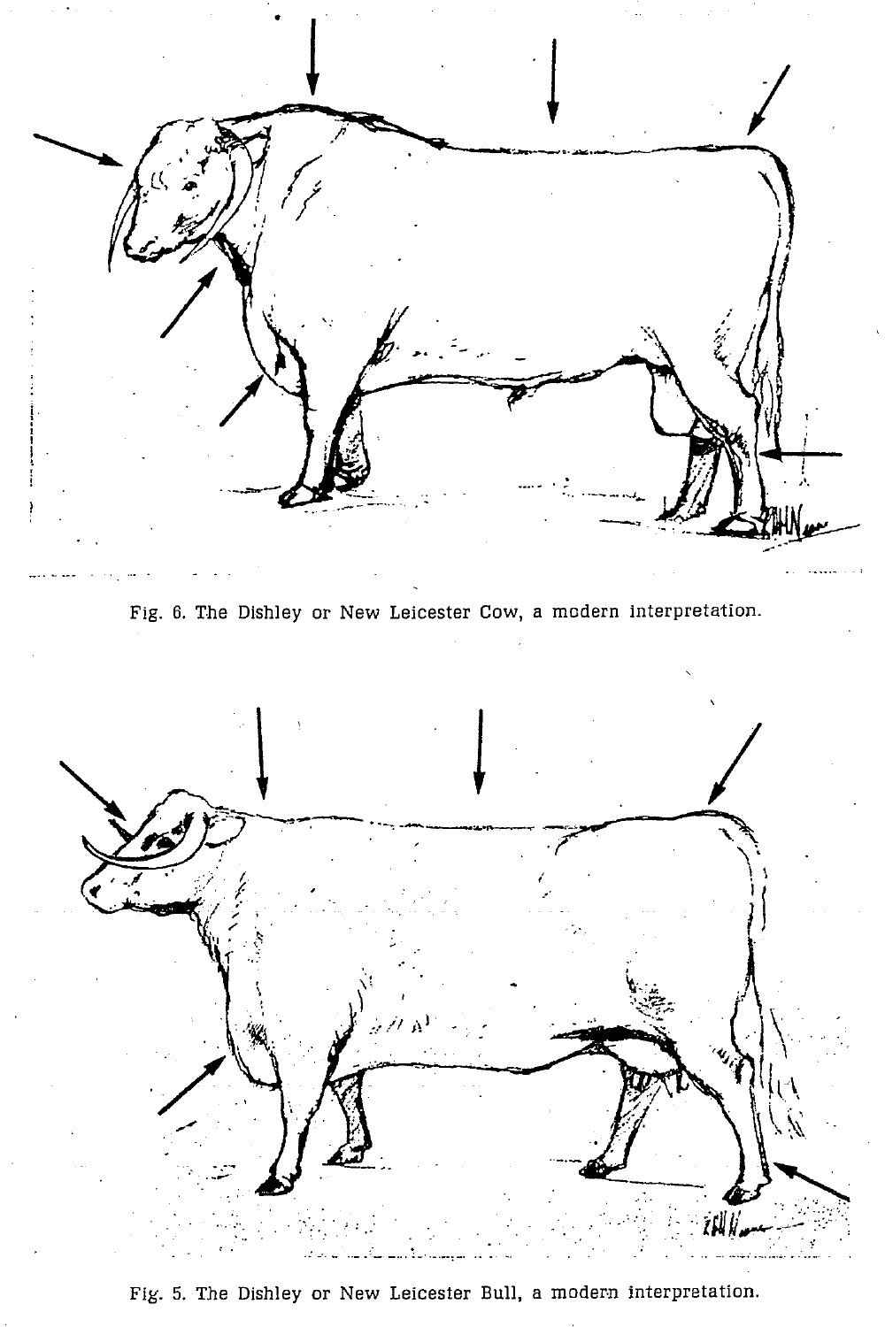Fig. 6. The Dishley or New Leicester Cow, a modern interpretation.

Fig. 5. The Dishley or New Leicester Bull, a modern interpretation.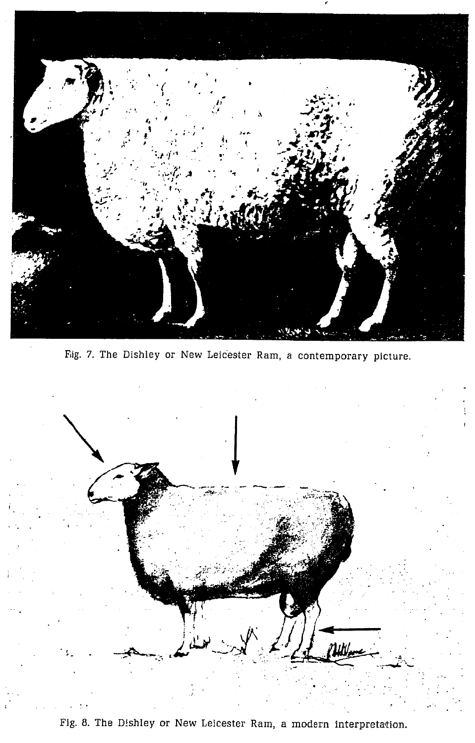Fig. 7. The Dishley or New Leicester Ram, a contemporary picture.

Fig. 8. The Dishley or New Leicester Ram, a modern interpretation.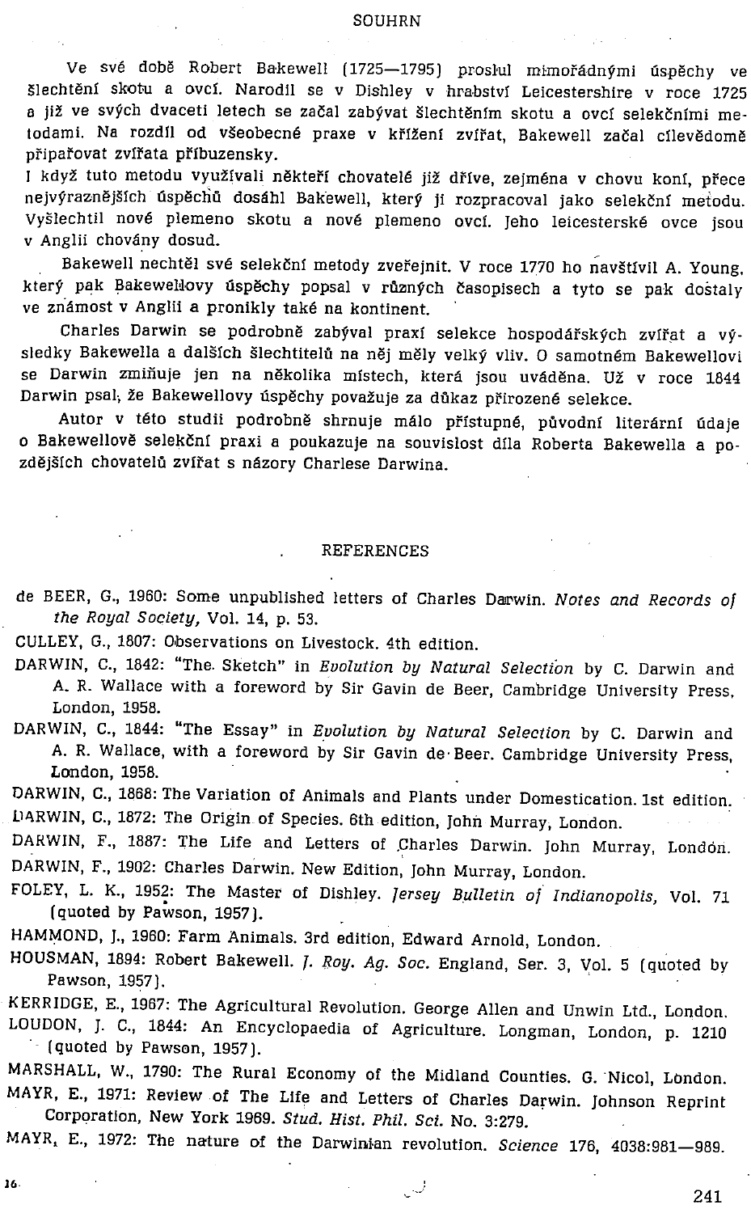## SOUHRN

Ve své době Robert Bakewell (1725—1795) proslul mimořádnými úspěchy ve šlechtění skotu a ovcí. Narodil se v Dishley v hrabství Leicestershire v roce 1725 a již ve svých dvaceti letech se začal zabývat šlechtěním skotu a ovcí selekčními metodami. Na rozdíl od všeobecné praxe v křížení zvířat, Bakewell začal cílevědomě připařovat zvířata příbuzensky.

I když tuto metodu využívali někteří chovatelé již dříve, zejména v chovu koní, přece nejvýraznějších úspěchů dosáhl Bakewell, který ji rozpracoval jako selekční metodu. Vyšlechtil nové plemeno skotu a nové plemeno ovcí. Jeho leicesterské ovce jsou v Anglii chovány dosud.

Bakewell nechtěl své selekční metody zveřejnit. V roce 1770 ho navštívil A. Young, který pak Bakewellovy úspěchy popsal v různých časopisech a tyto se pak dostaly ve známost v Anglii a pronikly také na kontinent.

Charles Darwin se podrobně zabýval praxí selekce hospodářských zvířat a výsledky Bakewella a dalších šlechtitelů na něj měly velký vliv. O samotném Bakewellovi se Darwin zmiňuje jen na několika místech, která jsou uváděna. Už v roce 1844 Darwin psal, že Bakewellovy úspěchy považuje za důkaz přirozené selekce.

Autor v této studii podrobně shrnuje málo přístupné, původní literární údaje o Bakewellově selekční praxi a poukazuje na souvislost díla Roberta Bakewella a pozdějších chovatelů zvířat s názory Charlese Darwina.

## REFERENCES

de BEER, G., 1960: Some unpublished letters of Charles Darwin. *Notes and Records of the Royal Society*, Vol. 14, p. 53.

CULLEY, G., 1807: Observations on Livestock. 4th edition.

DARWIN, C., 1842: "The Sketch" in *Evolution by Natural Selection* by C. Darwin and A. R. Wallace with a foreword by Sir Gavin de Beer, Cambridge University Press, London, 1958.

DARWIN, C., 1844: "The Essay" in *Evolution by Natural Selection* by C. Darwin and A. R. Wallace, with a foreword by Sir Gavin de Beer. Cambridge University Press, London, 1958.

DARWIN, C., 1868: The Variation of Animals and Plants under Domestication. 1st edition.

DARWIN, C., 1872: The Origin of Species. 6th edition, John Murray, London.

DARWIN, F., 1887: The Life and Letters of Charles Darwin. John Murray, London.

DARWIN, F., 1902: Charles Darwin. New Edition, John Murray, London.

FOLEY, L. K., 1952: The Master of Dishley. *Jersey Bulletin of Indianopolis*, Vol. 71 (quoted by Pawson, 1957).

HAMMOND, J., 1960: Farm Animals. 3rd edition, Edward Arnold, London.

HOUSMAN, 1894: Robert Bakewell. *J. Roy. Ag. Soc.* England, Ser. 3, Vol. 5 (quoted by Pawson, 1957).

KERRIDGE, E., 1967: The Agricultural Revolution. George Allen and Unwin Ltd., London.

LOUDON, J. C., 1844: An Encyclopaedia of Agriculture. Longman, London, p. 1210 (quoted by Pawson, 1957).

MARSHALL, W., 1790: The Rural Economy of the Midland Counties. G. Nicol, London.

MAYR, E., 1971: Review of The Life and Letters of Charles Darwin. Johnson Reprint Corporation, New York 1969. *Stud. Hist. Phil. Sci.* No. 3:279.

MAYR, E., 1972: The nature of the Darwinian revolution. *Science* 176, 4038:981—989.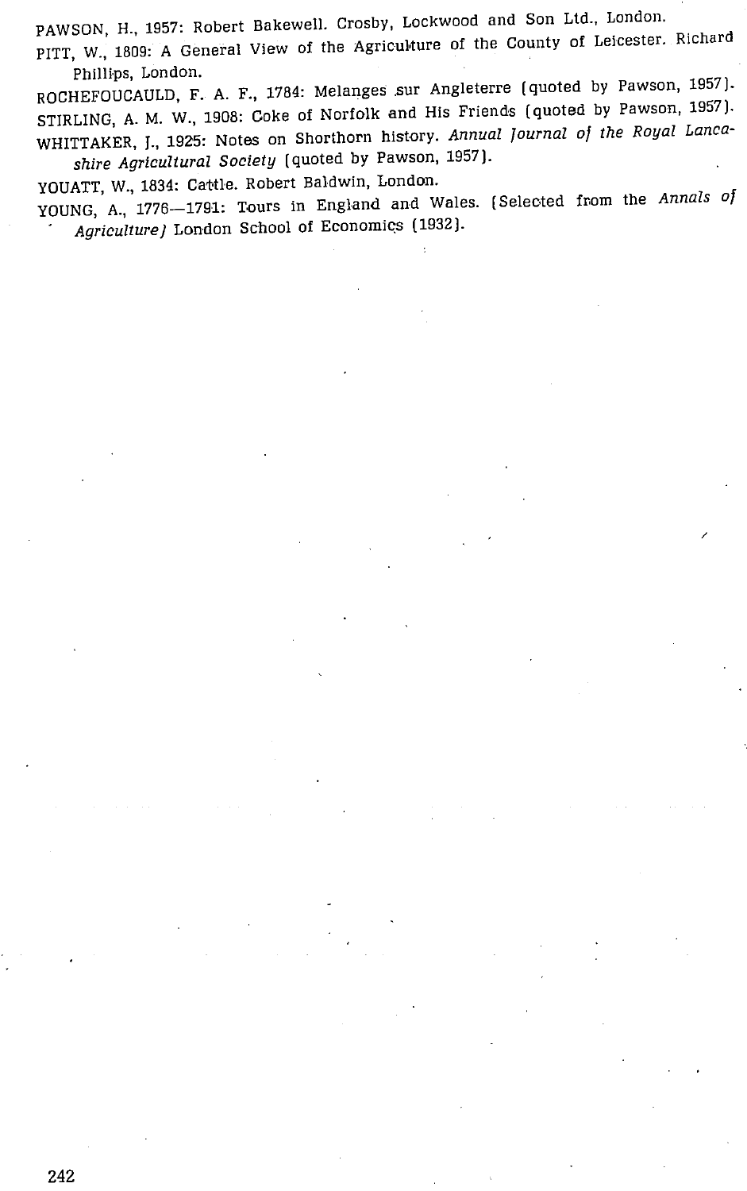PAWSON, H., 1957: Robert Bakewell. Crosby, Lockwood and Son Ltd., London.

PITT, W., 1809: A General View of the Agriculture of the County of Leicester. Richard Phillips, London.

ROCHEFOUCAULD, F. A. F., 1784: Melanges sur Angleterre (quoted by Pawson, 1957).

STIRLING, A. M. W., 1908: Coke of Norfolk and His Friends (quoted by Pawson, 1957).

WHITTAKER, J., 1925: Notes on Shorthorn history. *Annual Journal of the Royal Lancashire Agricultural Society* (quoted by Pawson, 1957).

YOUATT, W., 1834: Cattle. Robert Baldwin, London.

YOUNG, A., 1776—1791: Tours in England and Wales. (Selected from the *Annals of Agriculture*) London School of Economics (1932).